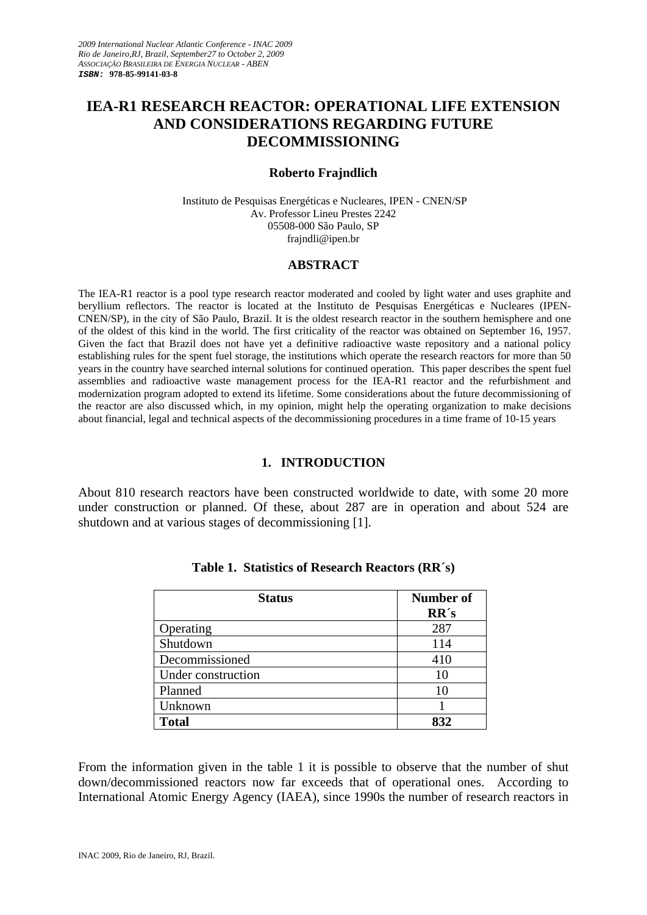*2009 International Nuclear Atlantic Conference - INAC 2009*
*Rio de Janeiro,RJ, Brazil, September27 to October 2, 2009*
*ASSOCIAÇÃO BRASILEIRA DE ENERGIA NUCLEAR - ABEN*
***ISBN:*** **978-85-99141-03-8**

# IEA-R1 RESEARCH REACTOR: OPERATIONAL LIFE EXTENSION AND CONSIDERATIONS REGARDING FUTURE DECOMMISSIONING

**Roberto Frajndlich**

Instituto de Pesquisas Energéticas e Nucleares, IPEN - CNEN/SP
Av. Professor Lineu Prestes 2242
05508-000 São Paulo, SP
frajndli@ipen.br

## ABSTRACT

The IEA-R1 reactor is a pool type research reactor moderated and cooled by light water and uses graphite and beryllium reflectors. The reactor is located at the Instituto de Pesquisas Energéticas e Nucleares (IPEN-CNEN/SP), in the city of São Paulo, Brazil. It is the oldest research reactor in the southern hemisphere and one of the oldest of this kind in the world. The first criticality of the reactor was obtained on September 16, 1957. Given the fact that Brazil does not have yet a definitive radioactive waste repository and a national policy establishing rules for the spent fuel storage, the institutions which operate the research reactors for more than 50 years in the country have searched internal solutions for continued operation. This paper describes the spent fuel assemblies and radioactive waste management process for the IEA-R1 reactor and the refurbishment and modernization program adopted to extend its lifetime. Some considerations about the future decommissioning of the reactor are also discussed which, in my opinion, might help the operating organization to make decisions about financial, legal and technical aspects of the decommissioning procedures in a time frame of 10-15 years

## 1. INTRODUCTION

About 810 research reactors have been constructed worldwide to date, with some 20 more under construction or planned. Of these, about 287 are in operation and about 524 are shutdown and at various stages of decommissioning [1].

**Table 1. Statistics of Research Reactors (RR´s)**

| Status | Number of RR´s |
|---|---|
| Operating | 287 |
| Shutdown | 114 |
| Decommissioned | 410 |
| Under construction | 10 |
| Planned | 10 |
| Unknown | 1 |
| **Total** | **832** |

From the information given in the table 1 it is possible to observe that the number of shut down/decommissioned reactors now far exceeds that of operational ones. According to International Atomic Energy Agency (IAEA), since 1990s the number of research reactors in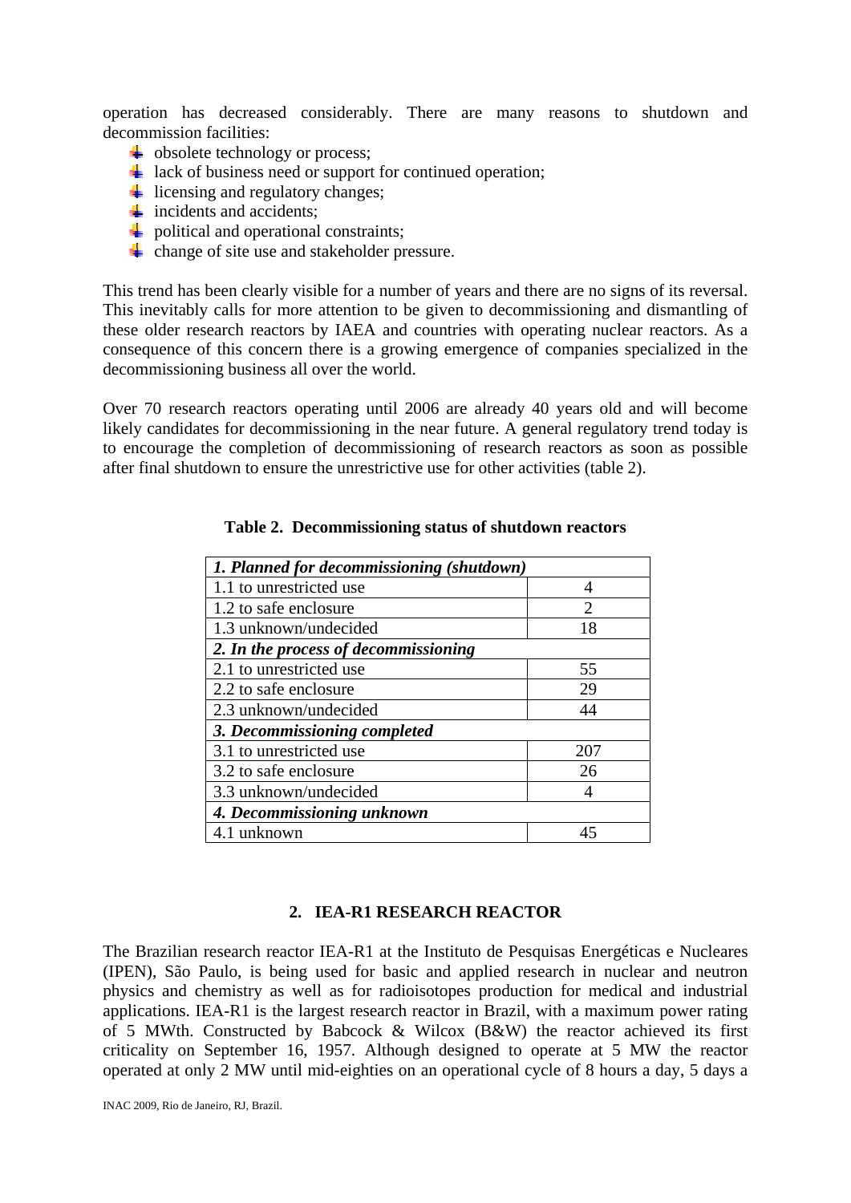operation has decreased considerably. There are many reasons to shutdown and decommission facilities:

- obsolete technology or process;
- lack of business need or support for continued operation;
- licensing and regulatory changes;
- incidents and accidents;
- political and operational constraints;
- change of site use and stakeholder pressure.

This trend has been clearly visible for a number of years and there are no signs of its reversal. This inevitably calls for more attention to be given to decommissioning and dismantling of these older research reactors by IAEA and countries with operating nuclear reactors. As a consequence of this concern there is a growing emergence of companies specialized in the decommissioning business all over the world.

Over 70 research reactors operating until 2006 are already 40 years old and will become likely candidates for decommissioning in the near future. A general regulatory trend today is to encourage the completion of decommissioning of research reactors as soon as possible after final shutdown to ensure the unrestrictive use for other activities (table 2).

**Table 2. Decommissioning status of shutdown reactors**

| ***1. Planned for decommissioning (shutdown)*** | |
|---|---|
| 1.1 to unrestricted use | 4 |
| 1.2 to safe enclosure | 2 |
| 1.3 unknown/undecided | 18 |
| ***2. In the process of decommissioning*** | |
| 2.1 to unrestricted use | 55 |
| 2.2 to safe enclosure | 29 |
| 2.3 unknown/undecided | 44 |
| ***3. Decommissioning completed*** | |
| 3.1 to unrestricted use | 207 |
| 3.2 to safe enclosure | 26 |
| 3.3 unknown/undecided | 4 |
| ***4. Decommissioning unknown*** | |
| 4.1 unknown | 45 |

## 2. IEA-R1 RESEARCH REACTOR

The Brazilian research reactor IEA-R1 at the Instituto de Pesquisas Energéticas e Nucleares (IPEN), São Paulo, is being used for basic and applied research in nuclear and neutron physics and chemistry as well as for radioisotopes production for medical and industrial applications. IEA-R1 is the largest research reactor in Brazil, with a maximum power rating of 5 MWth. Constructed by Babcock & Wilcox (B&W) the reactor achieved its first criticality on September 16, 1957. Although designed to operate at 5 MW the reactor operated at only 2 MW until mid-eighties on an operational cycle of 8 hours a day, 5 days a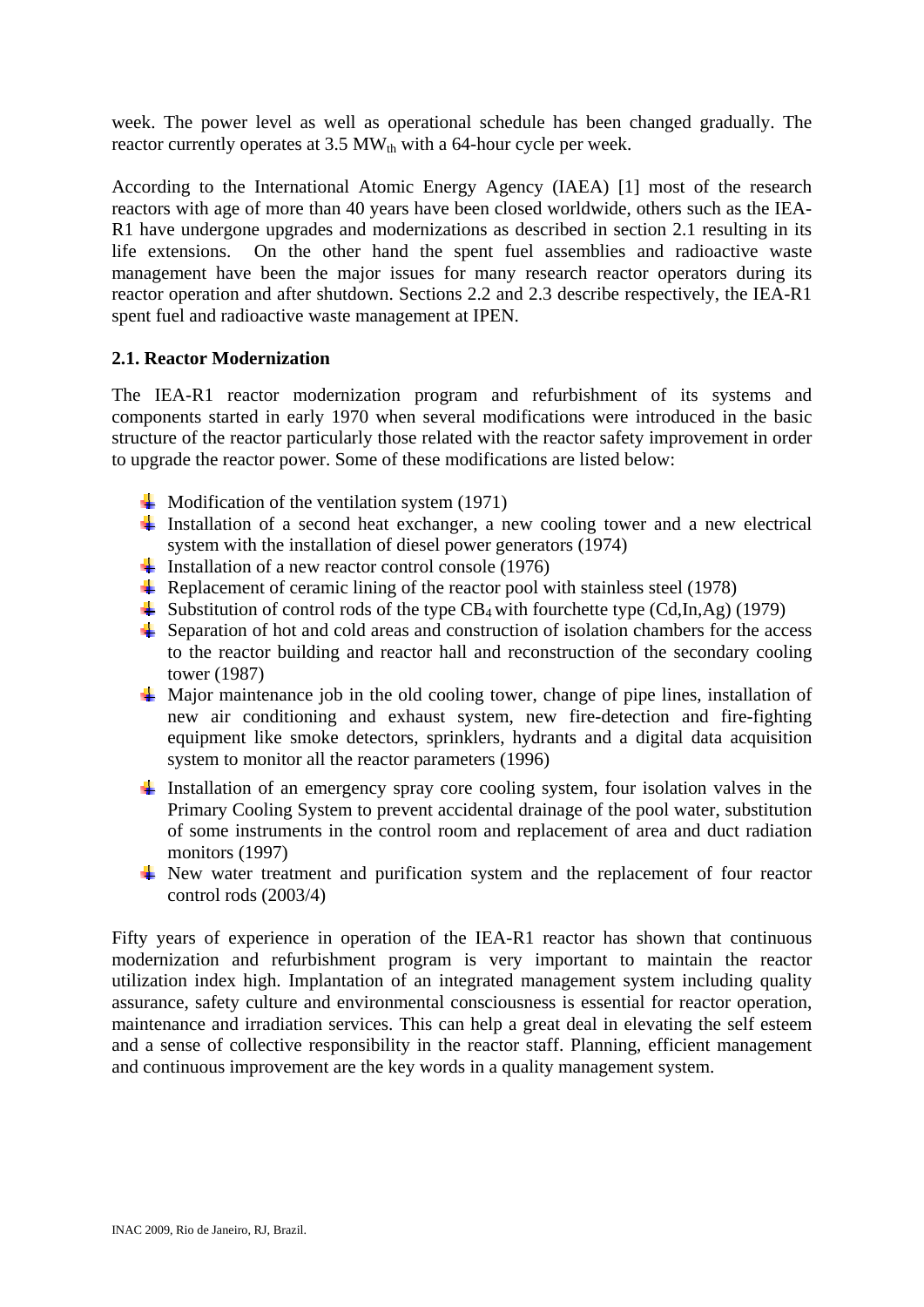week. The power level as well as operational schedule has been changed gradually. The reactor currently operates at 3.5 $MW_{th}$ with a 64-hour cycle per week.

According to the International Atomic Energy Agency (IAEA) [1] most of the research reactors with age of more than 40 years have been closed worldwide, others such as the IEA-R1 have undergone upgrades and modernizations as described in section 2.1 resulting in its life extensions. On the other hand the spent fuel assemblies and radioactive waste management have been the major issues for many research reactor operators during its reactor operation and after shutdown. Sections 2.2 and 2.3 describe respectively, the IEA-R1 spent fuel and radioactive waste management at IPEN.

### 2.1. Reactor Modernization

The IEA-R1 reactor modernization program and refurbishment of its systems and components started in early 1970 when several modifications were introduced in the basic structure of the reactor particularly those related with the reactor safety improvement in order to upgrade the reactor power. Some of these modifications are listed below:

- Modification of the ventilation system (1971)
- Installation of a second heat exchanger, a new cooling tower and a new electrical system with the installation of diesel power generators (1974)
- Installation of a new reactor control console (1976)
- Replacement of ceramic lining of the reactor pool with stainless steel (1978)
- Substitution of control rods of the type $CB_4$ with fourchette type (Cd,In,Ag) (1979)
- Separation of hot and cold areas and construction of isolation chambers for the access to the reactor building and reactor hall and reconstruction of the secondary cooling tower (1987)
- Major maintenance job in the old cooling tower, change of pipe lines, installation of new air conditioning and exhaust system, new fire-detection and fire-fighting equipment like smoke detectors, sprinklers, hydrants and a digital data acquisition system to monitor all the reactor parameters (1996)
- Installation of an emergency spray core cooling system, four isolation valves in the Primary Cooling System to prevent accidental drainage of the pool water, substitution of some instruments in the control room and replacement of area and duct radiation monitors (1997)
- New water treatment and purification system and the replacement of four reactor control rods (2003/4)

Fifty years of experience in operation of the IEA-R1 reactor has shown that continuous modernization and refurbishment program is very important to maintain the reactor utilization index high. Implantation of an integrated management system including quality assurance, safety culture and environmental consciousness is essential for reactor operation, maintenance and irradiation services. This can help a great deal in elevating the self esteem and a sense of collective responsibility in the reactor staff. Planning, efficient management and continuous improvement are the key words in a quality management system.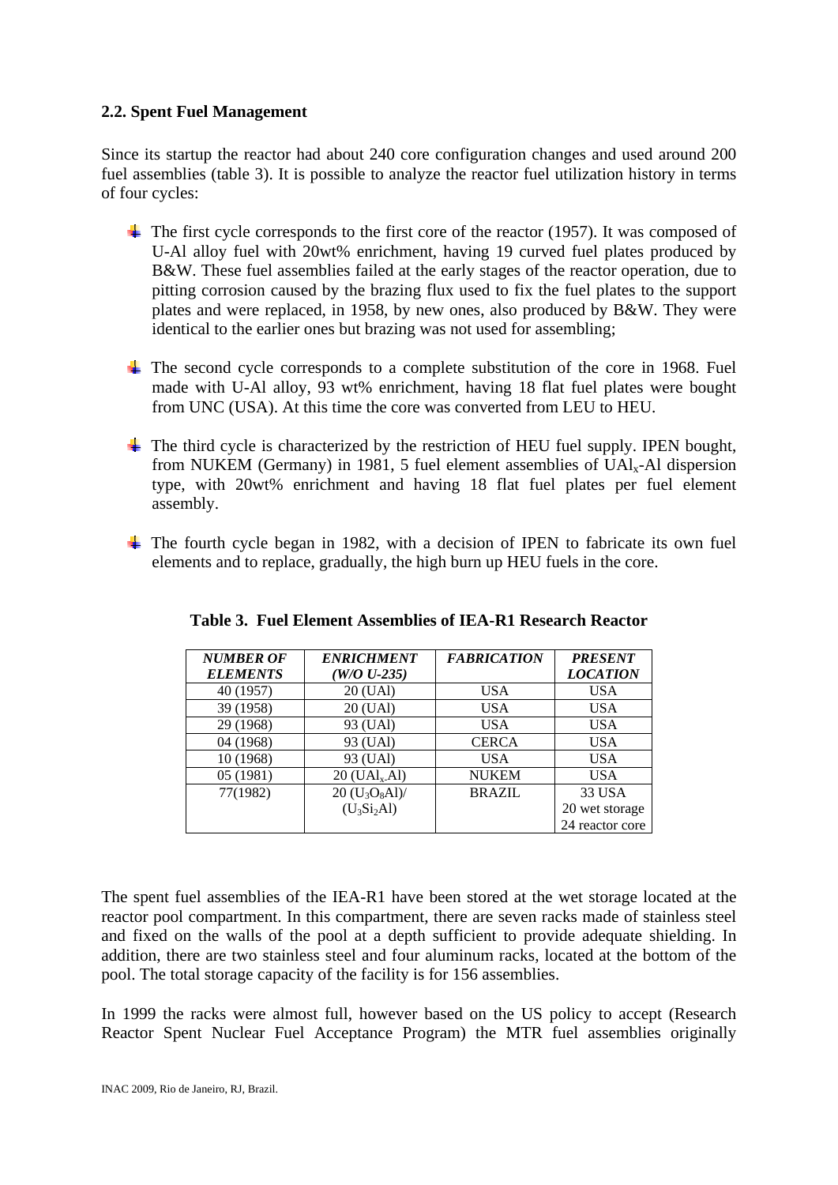### 2.2. Spent Fuel Management

Since its startup the reactor had about 240 core configuration changes and used around 200 fuel assemblies (table 3). It is possible to analyze the reactor fuel utilization history in terms of four cycles:

- The first cycle corresponds to the first core of the reactor (1957). It was composed of U-Al alloy fuel with 20wt% enrichment, having 19 curved fuel plates produced by B&W. These fuel assemblies failed at the early stages of the reactor operation, due to pitting corrosion caused by the brazing flux used to fix the fuel plates to the support plates and were replaced, in 1958, by new ones, also produced by B&W. They were identical to the earlier ones but brazing was not used for assembling;

- The second cycle corresponds to a complete substitution of the core in 1968. Fuel made with U-Al alloy, 93 wt% enrichment, having 18 flat fuel plates were bought from UNC (USA). At this time the core was converted from LEU to HEU.

- The third cycle is characterized by the restriction of HEU fuel supply. IPEN bought, from NUKEM (Germany) in 1981, 5 fuel element assemblies of $UAl_x$-Al dispersion type, with 20wt% enrichment and having 18 flat fuel plates per fuel element assembly.

- The fourth cycle began in 1982, with a decision of IPEN to fabricate its own fuel elements and to replace, gradually, the high burn up HEU fuels in the core.

**Table 3. Fuel Element Assemblies of IEA-R1 Research Reactor**

| *NUMBER OF ELEMENTS* | *ENRICHMENT (W/O U-235)* | *FABRICATION* | *PRESENT LOCATION* |
|---|---|---|---|
| 40 (1957) | 20 (UAl) | USA | USA |
| 39 (1958) | 20 (UAl) | USA | USA |
| 29 (1968) | 93 (UAl) | USA | USA |
| 04 (1968) | 93 (UAl) | CERCA | USA |
| 10 (1968) | 93 (UAl) | USA | USA |
| 05 (1981) | 20 ($UAl_x$-Al) | NUKEM | USA |
| 77(1982) | 20 ($U_3O_8$Al)/ ($U_3Si_2$Al) | BRAZIL | 33 USA<br>20 wet storage<br>24 reactor core |

The spent fuel assemblies of the IEA-R1 have been stored at the wet storage located at the reactor pool compartment. In this compartment, there are seven racks made of stainless steel and fixed on the walls of the pool at a depth sufficient to provide adequate shielding. In addition, there are two stainless steel and four aluminum racks, located at the bottom of the pool. The total storage capacity of the facility is for 156 assemblies.

In 1999 the racks were almost full, however based on the US policy to accept (Research Reactor Spent Nuclear Fuel Acceptance Program) the MTR fuel assemblies originally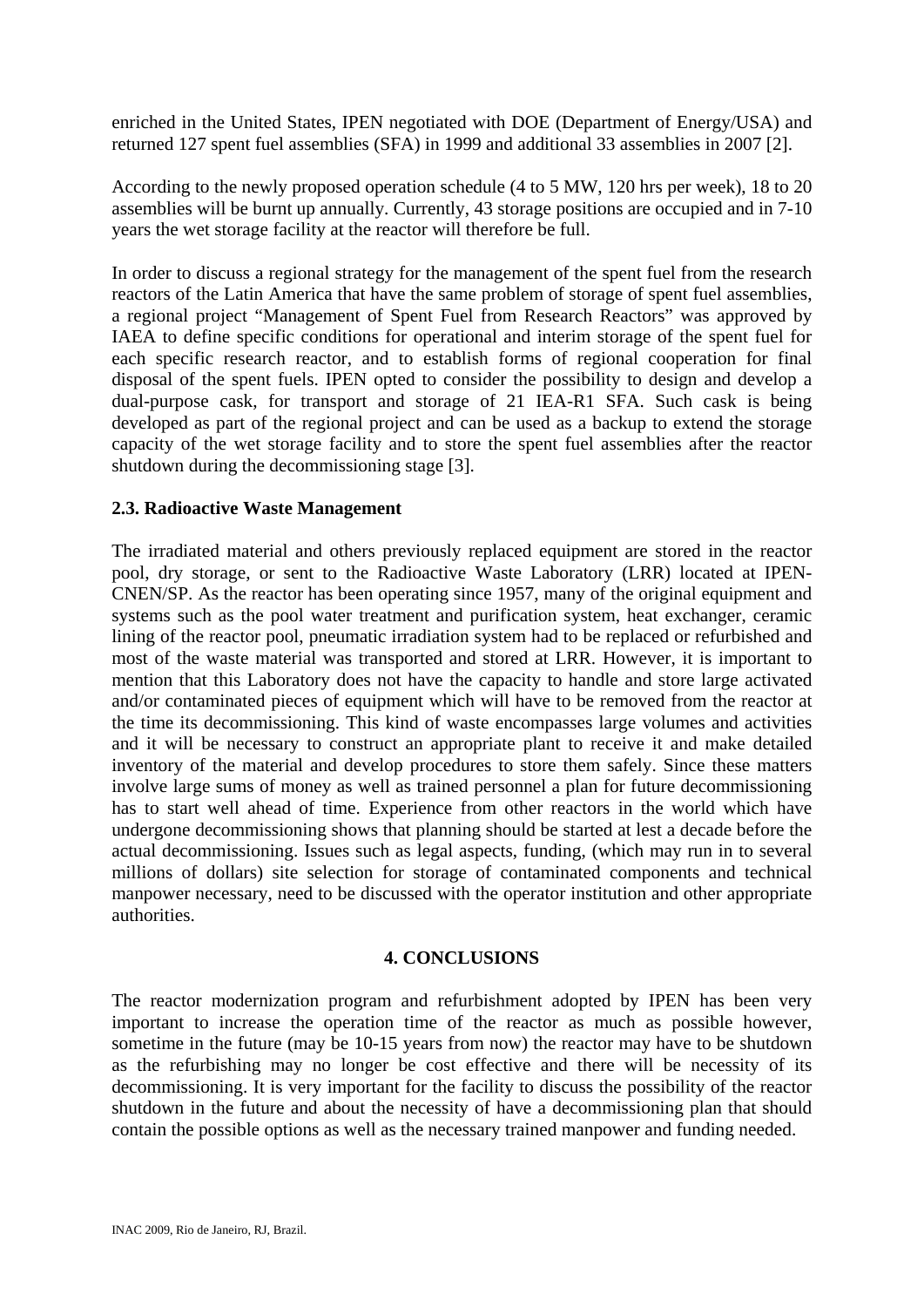enriched in the United States, IPEN negotiated with DOE (Department of Energy/USA) and returned 127 spent fuel assemblies (SFA) in 1999 and additional 33 assemblies in 2007 [2].

According to the newly proposed operation schedule (4 to 5 MW, 120 hrs per week), 18 to 20 assemblies will be burnt up annually. Currently, 43 storage positions are occupied and in 7-10 years the wet storage facility at the reactor will therefore be full.

In order to discuss a regional strategy for the management of the spent fuel from the research reactors of the Latin America that have the same problem of storage of spent fuel assemblies, a regional project "Management of Spent Fuel from Research Reactors" was approved by IAEA to define specific conditions for operational and interim storage of the spent fuel for each specific research reactor, and to establish forms of regional cooperation for final disposal of the spent fuels. IPEN opted to consider the possibility to design and develop a dual-purpose cask, for transport and storage of 21 IEA-R1 SFA. Such cask is being developed as part of the regional project and can be used as a backup to extend the storage capacity of the wet storage facility and to store the spent fuel assemblies after the reactor shutdown during the decommissioning stage [3].

### 2.3. Radioactive Waste Management

The irradiated material and others previously replaced equipment are stored in the reactor pool, dry storage, or sent to the Radioactive Waste Laboratory (LRR) located at IPEN-CNEN/SP. As the reactor has been operating since 1957, many of the original equipment and systems such as the pool water treatment and purification system, heat exchanger, ceramic lining of the reactor pool, pneumatic irradiation system had to be replaced or refurbished and most of the waste material was transported and stored at LRR. However, it is important to mention that this Laboratory does not have the capacity to handle and store large activated and/or contaminated pieces of equipment which will have to be removed from the reactor at the time its decommissioning. This kind of waste encompasses large volumes and activities and it will be necessary to construct an appropriate plant to receive it and make detailed inventory of the material and develop procedures to store them safely. Since these matters involve large sums of money as well as trained personnel a plan for future decommissioning has to start well ahead of time. Experience from other reactors in the world which have undergone decommissioning shows that planning should be started at lest a decade before the actual decommissioning. Issues such as legal aspects, funding, (which may run in to several millions of dollars) site selection for storage of contaminated components and technical manpower necessary, need to be discussed with the operator institution and other appropriate authorities.

## 4. CONCLUSIONS

The reactor modernization program and refurbishment adopted by IPEN has been very important to increase the operation time of the reactor as much as possible however, sometime in the future (may be 10-15 years from now) the reactor may have to be shutdown as the refurbishing may no longer be cost effective and there will be necessity of its decommissioning. It is very important for the facility to discuss the possibility of the reactor shutdown in the future and about the necessity of have a decommissioning plan that should contain the possible options as well as the necessary trained manpower and funding needed.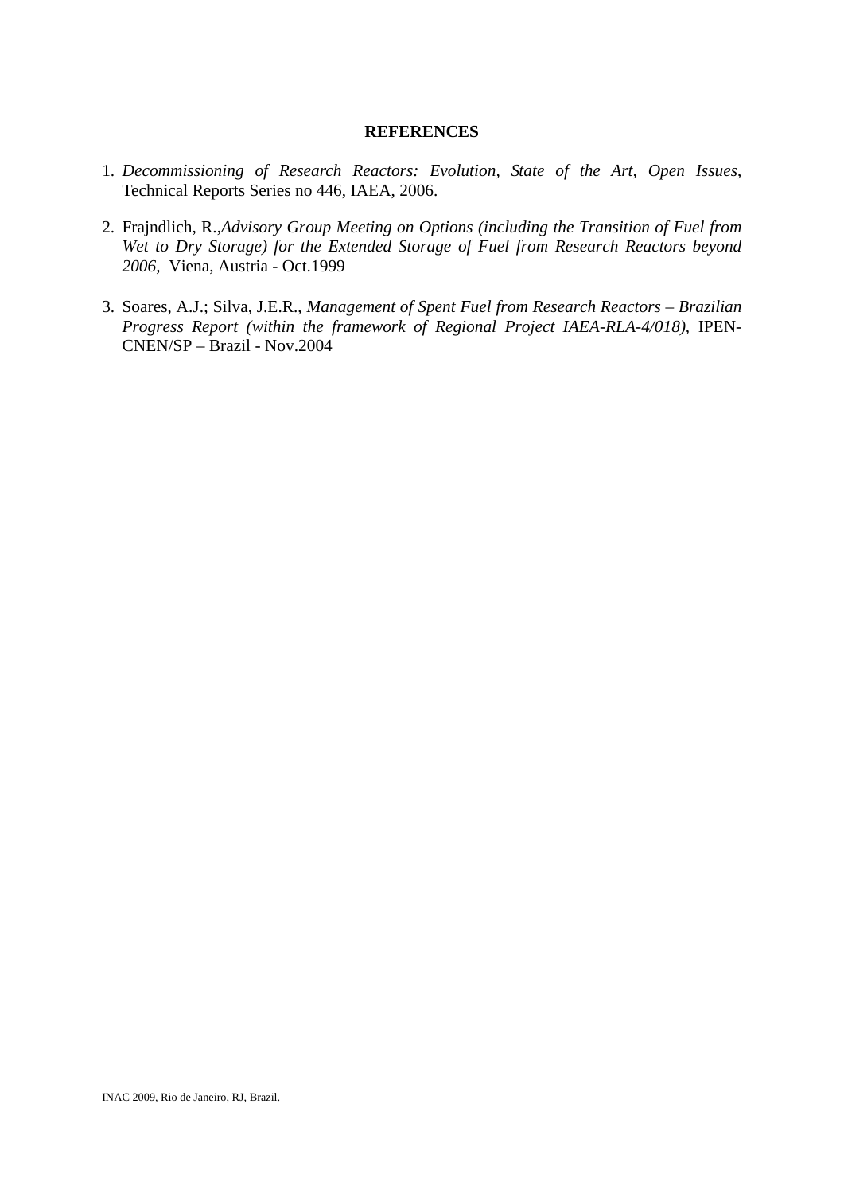## REFERENCES

1. *Decommissioning of Research Reactors: Evolution, State of the Art, Open Issues*, Technical Reports Series no 446, IAEA, 2006.

2. Frajndlich, R.,*Advisory Group Meeting on Options (including the Transition of Fuel from Wet to Dry Storage) for the Extended Storage of Fuel from Research Reactors beyond 2006,* Viena, Austria - Oct.1999

3. Soares, A.J.; Silva, J.E.R., *Management of Spent Fuel from Research Reactors – Brazilian Progress Report (within the framework of Regional Project IAEA-RLA-4/018),* IPEN-CNEN/SP – Brazil - Nov.2004